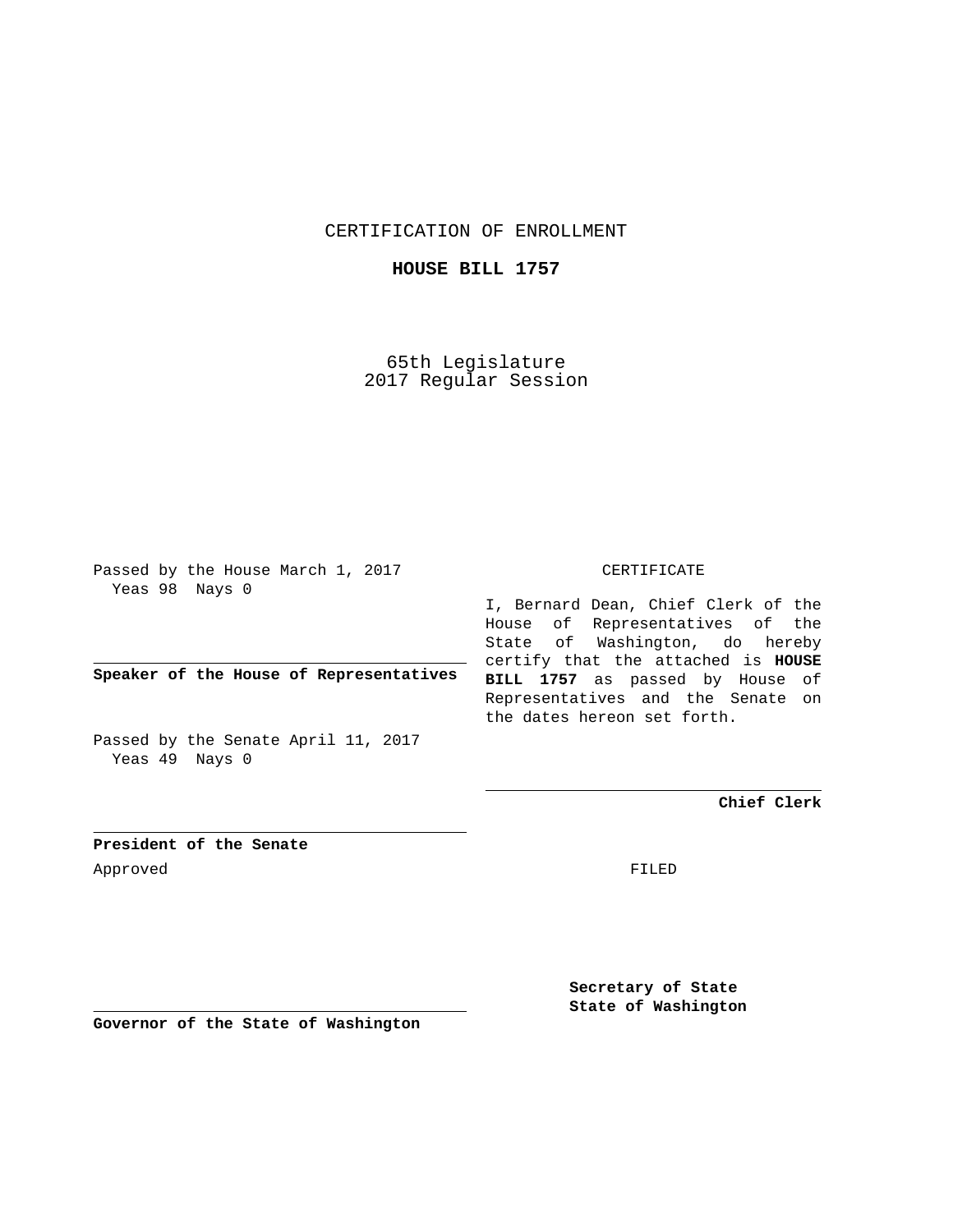CERTIFICATION OF ENROLLMENT

**HOUSE BILL 1757**

65th Legislature
2017 Regular Session

Passed by the House March 1, 2017
Yeas 98 Nays 0

**Speaker of the House of Representatives**

Passed by the Senate April 11, 2017
Yeas 49 Nays 0

**President of the Senate**

Approved

**Governor of the State of Washington**

CERTIFICATE

I, Bernard Dean, Chief Clerk of the House of Representatives of the State of Washington, do hereby certify that the attached is **HOUSE BILL 1757** as passed by House of Representatives and the Senate on the dates hereon set forth.

**Chief Clerk**

FILED

**Secretary of State**
**State of Washington**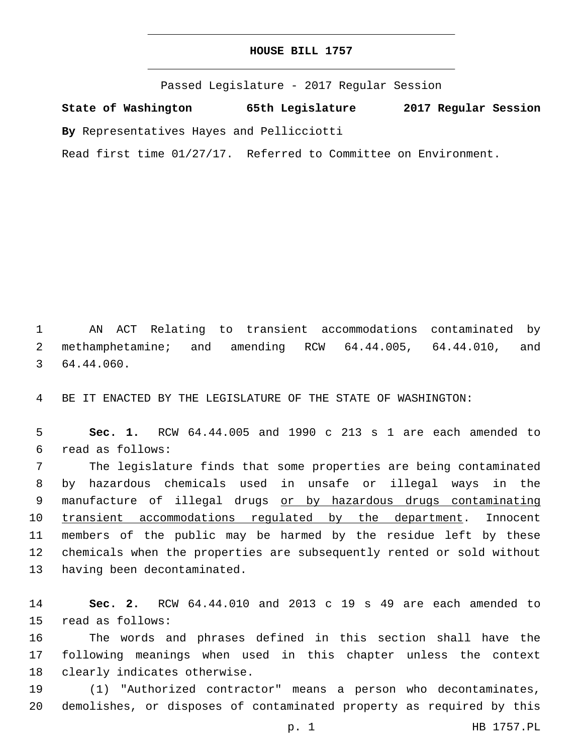# HOUSE BILL 1757

Passed Legislature - 2017 Regular Session

**State of Washington 65th Legislature 2017 Regular Session**

**By** Representatives Hayes and Pellicciotti

Read first time 01/27/17. Referred to Committee on Environment.

1 AN ACT Relating to transient accommodations contaminated by
2 methamphetamine; and amending RCW 64.44.005, 64.44.010, and
3 64.44.060.

4 BE IT ENACTED BY THE LEGISLATURE OF THE STATE OF WASHINGTON:

5 **Sec. 1.** RCW 64.44.005 and 1990 c 213 s 1 are each amended to
6 read as follows:

7 The legislature finds that some properties are being contaminated
8 by hazardous chemicals used in unsafe or illegal ways in the
9 manufacture of illegal drugs <u>or by hazardous drugs contaminating</u>
10 <u>transient accommodations regulated by the department</u>. Innocent
11 members of the public may be harmed by the residue left by these
12 chemicals when the properties are subsequently rented or sold without
13 having been decontaminated.

14 **Sec. 2.** RCW 64.44.010 and 2013 c 19 s 49 are each amended to
15 read as follows:

16 The words and phrases defined in this section shall have the
17 following meanings when used in this chapter unless the context
18 clearly indicates otherwise.

19 (1) "Authorized contractor" means a person who decontaminates,
20 demolishes, or disposes of contaminated property as required by this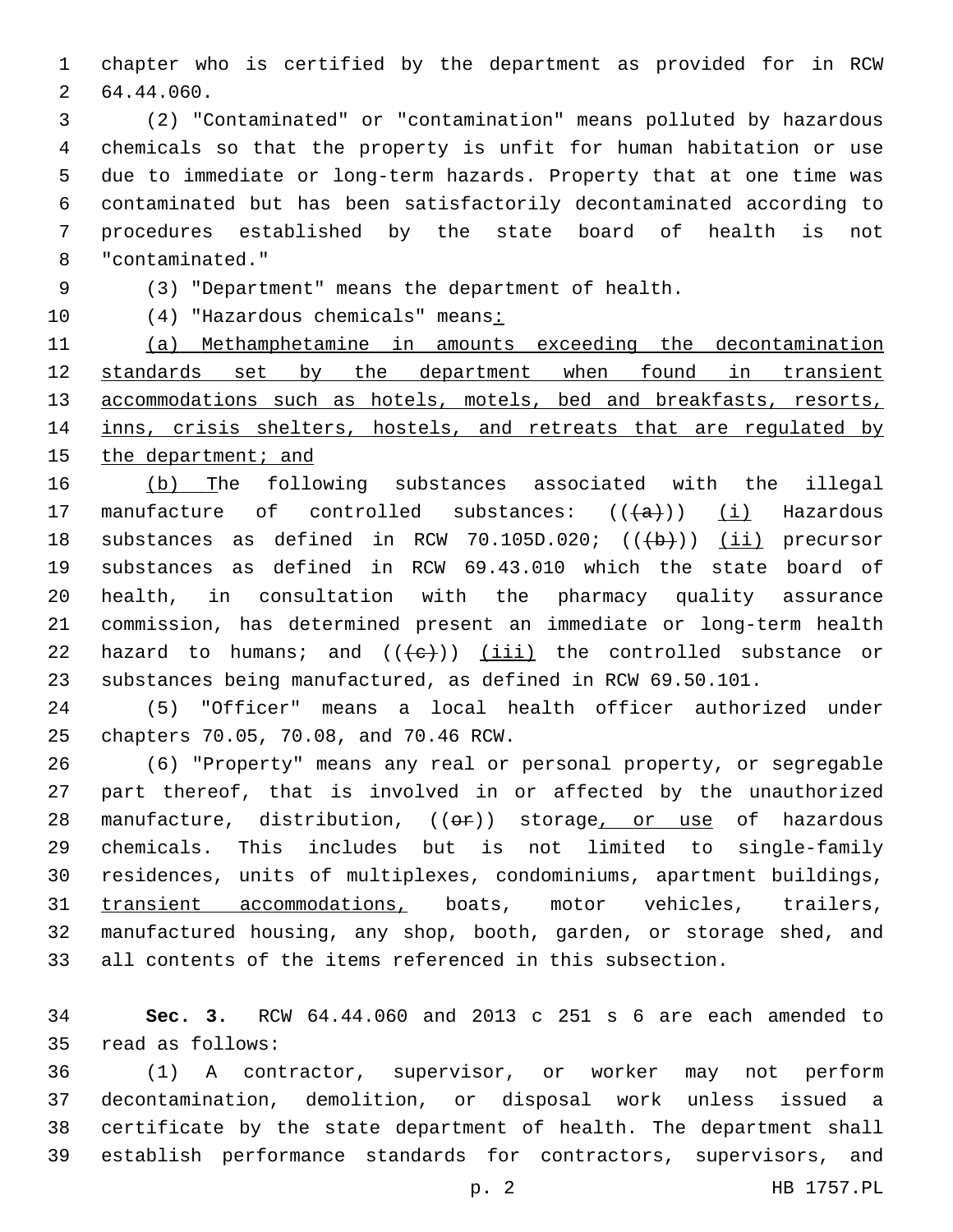chapter who is certified by the department as provided for in RCW 64.44.060.

(2) "Contaminated" or "contamination" means polluted by hazardous chemicals so that the property is unfit for human habitation or use due to immediate or long-term hazards. Property that at one time was contaminated but has been satisfactorily decontaminated according to procedures established by the state board of health is not "contaminated."

(3) "Department" means the department of health.

(4) "Hazardous chemicals" means:

(a) Methamphetamine in amounts exceeding the decontamination standards set by the department when found in transient accommodations such as hotels, motels, bed and breakfasts, resorts, inns, crisis shelters, hostels, and retreats that are regulated by the department; and

(b) The following substances associated with the illegal manufacture of controlled substances: (((a))) (i) Hazardous substances as defined in RCW 70.105D.020; (((b))) (ii) precursor substances as defined in RCW 69.43.010 which the state board of health, in consultation with the pharmacy quality assurance commission, has determined present an immediate or long-term health hazard to humans; and (((c))) (iii) the controlled substance or substances being manufactured, as defined in RCW 69.50.101.

(5) "Officer" means a local health officer authorized under chapters 70.05, 70.08, and 70.46 RCW.

(6) "Property" means any real or personal property, or segregable part thereof, that is involved in or affected by the unauthorized manufacture, distribution, ((or)) storage, or use of hazardous chemicals. This includes but is not limited to single-family residences, units of multiplexes, condominiums, apartment buildings, transient accommodations, boats, motor vehicles, trailers, manufactured housing, any shop, booth, garden, or storage shed, and all contents of the items referenced in this subsection.

**Sec. 3.** RCW 64.44.060 and 2013 c 251 s 6 are each amended to read as follows:

(1) A contractor, supervisor, or worker may not perform decontamination, demolition, or disposal work unless issued a certificate by the state department of health. The department shall establish performance standards for contractors, supervisors, and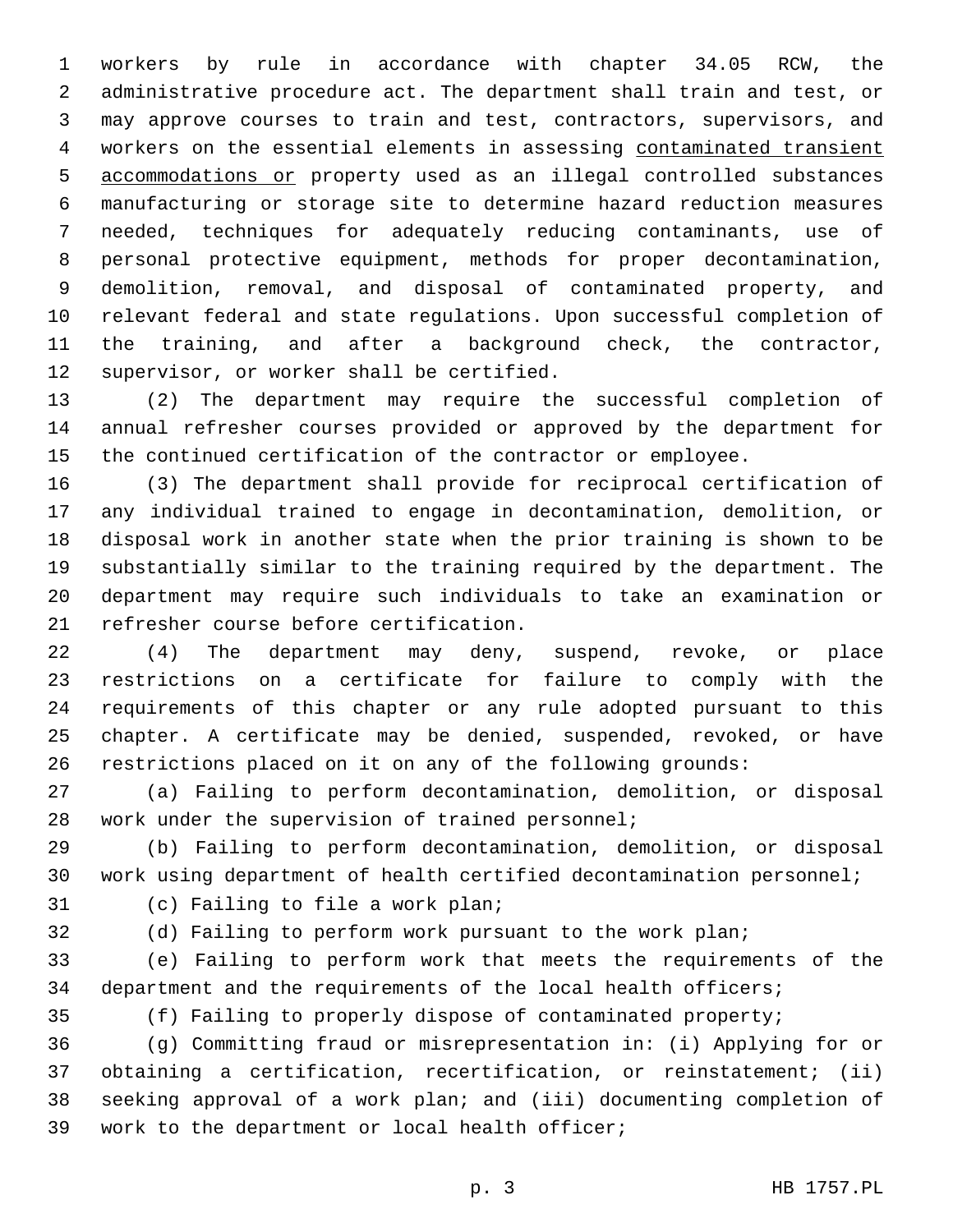workers by rule in accordance with chapter 34.05 RCW, the administrative procedure act. The department shall train and test, or may approve courses to train and test, contractors, supervisors, and workers on the essential elements in assessing <u>contaminated transient accommodations or</u> property used as an illegal controlled substances manufacturing or storage site to determine hazard reduction measures needed, techniques for adequately reducing contaminants, use of personal protective equipment, methods for proper decontamination, demolition, removal, and disposal of contaminated property, and relevant federal and state regulations. Upon successful completion of the training, and after a background check, the contractor, supervisor, or worker shall be certified.

(2) The department may require the successful completion of annual refresher courses provided or approved by the department for the continued certification of the contractor or employee.

(3) The department shall provide for reciprocal certification of any individual trained to engage in decontamination, demolition, or disposal work in another state when the prior training is shown to be substantially similar to the training required by the department. The department may require such individuals to take an examination or refresher course before certification.

(4) The department may deny, suspend, revoke, or place restrictions on a certificate for failure to comply with the requirements of this chapter or any rule adopted pursuant to this chapter. A certificate may be denied, suspended, revoked, or have restrictions placed on it on any of the following grounds:

(a) Failing to perform decontamination, demolition, or disposal work under the supervision of trained personnel;

(b) Failing to perform decontamination, demolition, or disposal work using department of health certified decontamination personnel;

(c) Failing to file a work plan;

(d) Failing to perform work pursuant to the work plan;

(e) Failing to perform work that meets the requirements of the department and the requirements of the local health officers;

(f) Failing to properly dispose of contaminated property;

(g) Committing fraud or misrepresentation in: (i) Applying for or obtaining a certification, recertification, or reinstatement; (ii) seeking approval of a work plan; and (iii) documenting completion of work to the department or local health officer;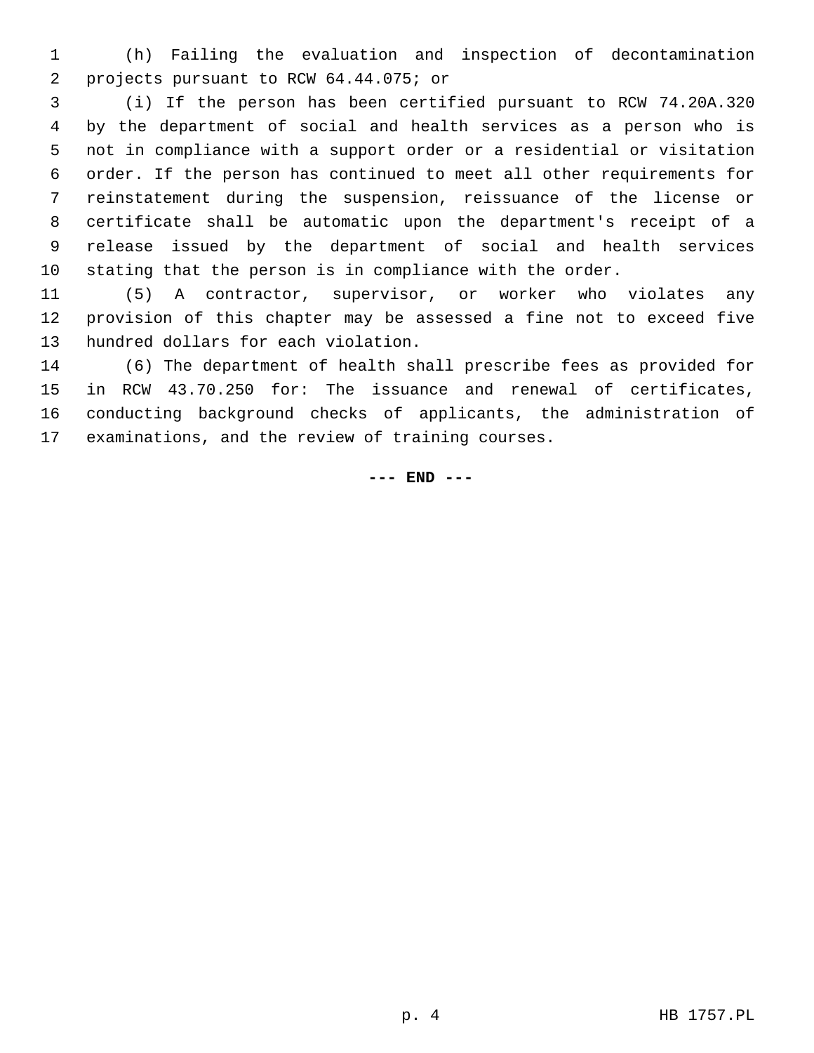(h) Failing the evaluation and inspection of decontamination projects pursuant to RCW 64.44.075; or

(i) If the person has been certified pursuant to RCW 74.20A.320 by the department of social and health services as a person who is not in compliance with a support order or a residential or visitation order. If the person has continued to meet all other requirements for reinstatement during the suspension, reissuance of the license or certificate shall be automatic upon the department's receipt of a release issued by the department of social and health services stating that the person is in compliance with the order.

(5) A contractor, supervisor, or worker who violates any provision of this chapter may be assessed a fine not to exceed five hundred dollars for each violation.

(6) The department of health shall prescribe fees as provided for in RCW 43.70.250 for: The issuance and renewal of certificates, conducting background checks of applicants, the administration of examinations, and the review of training courses.

**--- END ---**